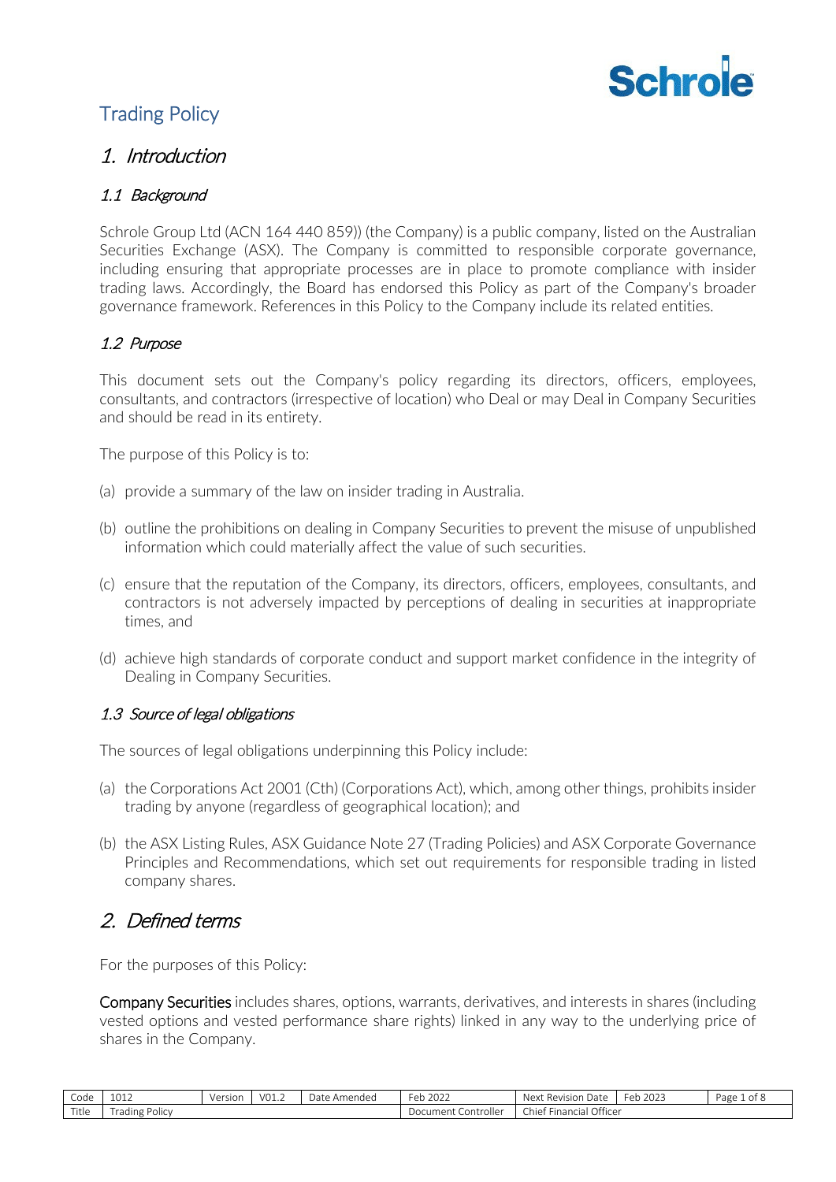# Trading Policy

## 1. *Introduction*

### 1.1 *Background*

Schrole Group Ltd (ACN 164 440 859)) (the Company) is a public company, listed on the Australian Securities Exchange (ASX). The Company is committed to responsible corporate governance, including ensuring that appropriate processes are in place to promote compliance with insider trading laws. Accordingly, the Board has endorsed this Policy as part of the Company's broader governance framework. References in this Policy to the Company include its related entities.

### 1.2 *Purpose*

This document sets out the Company's policy regarding its directors, officers, employees, consultants, and contractors (irrespective of location) who Deal or may Deal in Company Securities and should be read in its entirety.

The purpose of this Policy is to:

(a) provide a summary of the law on insider trading in Australia.

(b) outline the prohibitions on dealing in Company Securities to prevent the misuse of unpublished information which could materially affect the value of such securities.

(c) ensure that the reputation of the Company, its directors, officers, employees, consultants, and contractors is not adversely impacted by perceptions of dealing in securities at inappropriate times, and

(d) achieve high standards of corporate conduct and support market confidence in the integrity of Dealing in Company Securities.

### 1.3 *Source of legal obligations*

The sources of legal obligations underpinning this Policy include:

(a) the Corporations Act 2001 (Cth) (Corporations Act), which, among other things, prohibits insider trading by anyone (regardless of geographical location); and

(b) the ASX Listing Rules, ASX Guidance Note 27 (Trading Policies) and ASX Corporate Governance Principles and Recommendations, which set out requirements for responsible trading in listed company shares.

## 2. *Defined terms*

For the purposes of this Policy:

**Company Securities** includes shares, options, warrants, derivatives, and interests in shares (including vested options and vested performance share rights) linked in any way to the underlying price of shares in the Company.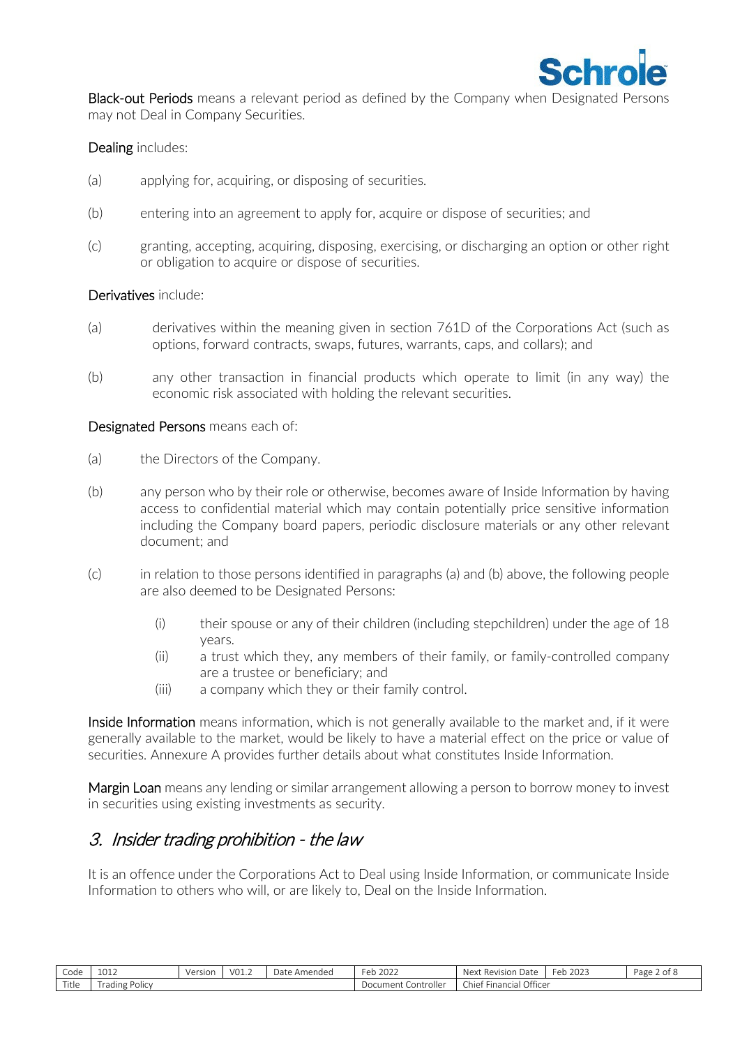**Black-out Periods** means a relevant period as defined by the Company when Designated Persons may not Deal in Company Securities.

**Dealing** includes:

(a) applying for, acquiring, or disposing of securities.

(b) entering into an agreement to apply for, acquire or dispose of securities; and

(c) granting, accepting, acquiring, disposing, exercising, or discharging an option or other right or obligation to acquire or dispose of securities.

**Derivatives** include:

(a) derivatives within the meaning given in section 761D of the Corporations Act (such as options, forward contracts, swaps, futures, warrants, caps, and collars); and

(b) any other transaction in financial products which operate to limit (in any way) the economic risk associated with holding the relevant securities.

**Designated Persons** means each of:

(a) the Directors of the Company.

(b) any person who by their role or otherwise, becomes aware of Inside Information by having access to confidential material which may contain potentially price sensitive information including the Company board papers, periodic disclosure materials or any other relevant document; and

(c) in relation to those persons identified in paragraphs (a) and (b) above, the following people are also deemed to be Designated Persons:

  (i) their spouse or any of their children (including stepchildren) under the age of 18 years.
  (ii) a trust which they, any members of their family, or family-controlled company are a trustee or beneficiary; and
  (iii) a company which they or their family control.

**Inside Information** means information, which is not generally available to the market and, if it were generally available to the market, would be likely to have a material effect on the price or value of securities. Annexure A provides further details about what constitutes Inside Information.

**Margin Loan** means any lending or similar arrangement allowing a person to borrow money to invest in securities using existing investments as security.

## 3. *Insider trading prohibition - the law*

It is an offence under the Corporations Act to Deal using Inside Information, or communicate Inside Information to others who will, or are likely to, Deal on the Inside Information.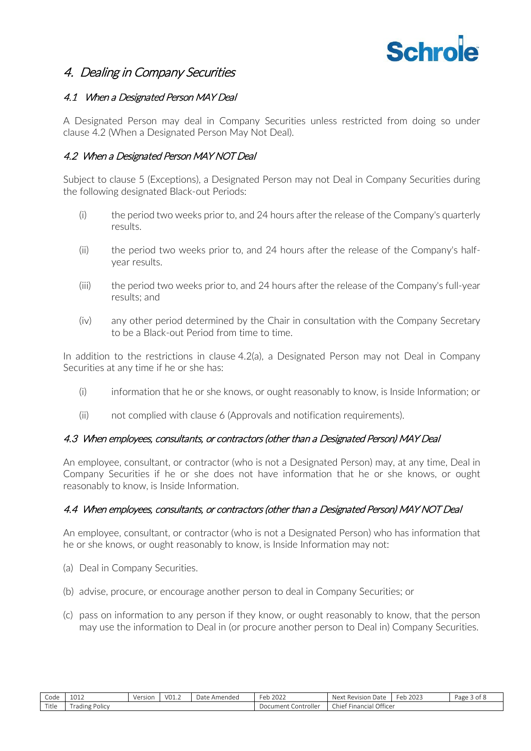# 4. Dealing in Company Securities

## 4.1 When a Designated Person MAY Deal

A Designated Person may deal in Company Securities unless restricted from doing so under clause 4.2 (When a Designated Person May Not Deal).

## 4.2 When a Designated Person MAY NOT Deal

Subject to clause 5 (Exceptions), a Designated Person may not Deal in Company Securities during the following designated Black-out Periods:

(i) the period two weeks prior to, and 24 hours after the release of the Company's quarterly results.

(ii) the period two weeks prior to, and 24 hours after the release of the Company's half-year results.

(iii) the period two weeks prior to, and 24 hours after the release of the Company's full-year results; and

(iv) any other period determined by the Chair in consultation with the Company Secretary to be a Black-out Period from time to time.

In addition to the restrictions in clause 4.2(a), a Designated Person may not Deal in Company Securities at any time if he or she has:

(i) information that he or she knows, or ought reasonably to know, is Inside Information; or

(ii) not complied with clause 6 (Approvals and notification requirements).

## 4.3 When employees, consultants, or contractors (other than a Designated Person) MAY Deal

An employee, consultant, or contractor (who is not a Designated Person) may, at any time, Deal in Company Securities if he or she does not have information that he or she knows, or ought reasonably to know, is Inside Information.

## 4.4 When employees, consultants, or contractors (other than a Designated Person) MAY NOT Deal

An employee, consultant, or contractor (who is not a Designated Person) who has information that he or she knows, or ought reasonably to know, is Inside Information may not:

(a) Deal in Company Securities.

(b) advise, procure, or encourage another person to deal in Company Securities; or

(c) pass on information to any person if they know, or ought reasonably to know, that the person may use the information to Deal in (or procure another person to Deal in) Company Securities.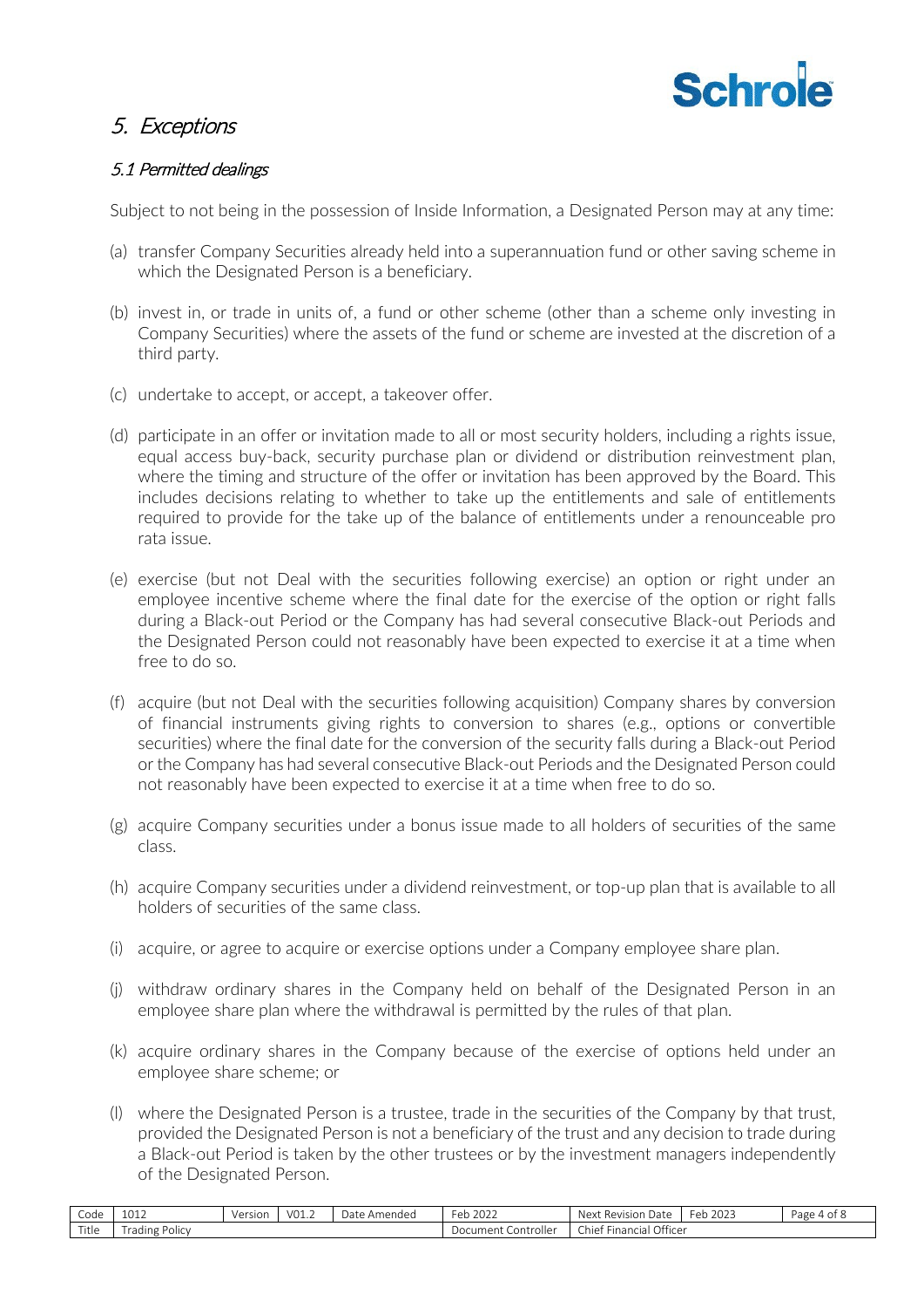## 5. *Exceptions*

### *5.1 Permitted dealings*

Subject to not being in the possession of Inside Information, a Designated Person may at any time:

(a) transfer Company Securities already held into a superannuation fund or other saving scheme in which the Designated Person is a beneficiary.

(b) invest in, or trade in units of, a fund or other scheme (other than a scheme only investing in Company Securities) where the assets of the fund or scheme are invested at the discretion of a third party.

(c) undertake to accept, or accept, a takeover offer.

(d) participate in an offer or invitation made to all or most security holders, including a rights issue, equal access buy-back, security purchase plan or dividend or distribution reinvestment plan, where the timing and structure of the offer or invitation has been approved by the Board. This includes decisions relating to whether to take up the entitlements and sale of entitlements required to provide for the take up of the balance of entitlements under a renounceable pro rata issue.

(e) exercise (but not Deal with the securities following exercise) an option or right under an employee incentive scheme where the final date for the exercise of the option or right falls during a Black-out Period or the Company has had several consecutive Black-out Periods and the Designated Person could not reasonably have been expected to exercise it at a time when free to do so.

(f) acquire (but not Deal with the securities following acquisition) Company shares by conversion of financial instruments giving rights to conversion to shares (e.g., options or convertible securities) where the final date for the conversion of the security falls during a Black-out Period or the Company has had several consecutive Black-out Periods and the Designated Person could not reasonably have been expected to exercise it at a time when free to do so.

(g) acquire Company securities under a bonus issue made to all holders of securities of the same class.

(h) acquire Company securities under a dividend reinvestment, or top-up plan that is available to all holders of securities of the same class.

(i) acquire, or agree to acquire or exercise options under a Company employee share plan.

(j) withdraw ordinary shares in the Company held on behalf of the Designated Person in an employee share plan where the withdrawal is permitted by the rules of that plan.

(k) acquire ordinary shares in the Company because of the exercise of options held under an employee share scheme; or

(l) where the Designated Person is a trustee, trade in the securities of the Company by that trust, provided the Designated Person is not a beneficiary of the trust and any decision to trade during a Black-out Period is taken by the other trustees or by the investment managers independently of the Designated Person.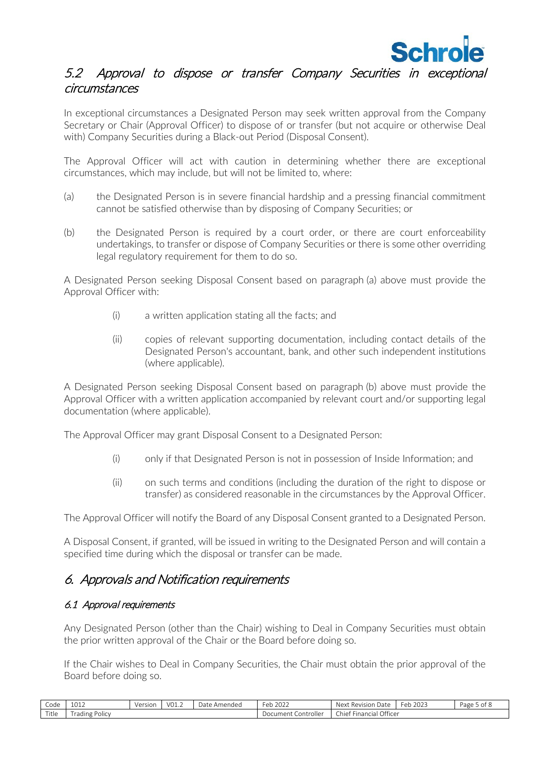## 5.2 Approval to dispose or transfer Company Securities in exceptional circumstances

In exceptional circumstances a Designated Person may seek written approval from the Company Secretary or Chair (Approval Officer) to dispose of or transfer (but not acquire or otherwise Deal with) Company Securities during a Black-out Period (Disposal Consent).

The Approval Officer will act with caution in determining whether there are exceptional circumstances, which may include, but will not be limited to, where:

(a) the Designated Person is in severe financial hardship and a pressing financial commitment cannot be satisfied otherwise than by disposing of Company Securities; or

(b) the Designated Person is required by a court order, or there are court enforceability undertakings, to transfer or dispose of Company Securities or there is some other overriding legal regulatory requirement for them to do so.

A Designated Person seeking Disposal Consent based on paragraph (a) above must provide the Approval Officer with:

(i) a written application stating all the facts; and

(ii) copies of relevant supporting documentation, including contact details of the Designated Person's accountant, bank, and other such independent institutions (where applicable).

A Designated Person seeking Disposal Consent based on paragraph (b) above must provide the Approval Officer with a written application accompanied by relevant court and/or supporting legal documentation (where applicable).

The Approval Officer may grant Disposal Consent to a Designated Person:

(i) only if that Designated Person is not in possession of Inside Information; and

(ii) on such terms and conditions (including the duration of the right to dispose or transfer) as considered reasonable in the circumstances by the Approval Officer.

The Approval Officer will notify the Board of any Disposal Consent granted to a Designated Person.

A Disposal Consent, if granted, will be issued in writing to the Designated Person and will contain a specified time during which the disposal or transfer can be made.

# 6. Approvals and Notification requirements

## 6.1 Approval requirements

Any Designated Person (other than the Chair) wishing to Deal in Company Securities must obtain the prior written approval of the Chair or the Board before doing so.

If the Chair wishes to Deal in Company Securities, the Chair must obtain the prior approval of the Board before doing so.

| Code | 1012 | Version | V01.2 | Date Amended | Feb 2022 | Next Revision Date | Feb 2023 |
|---|---|---|---|---|---|---|---|
| Title | Trading Policy | | | | Document Controller | Chief Financial Officer | |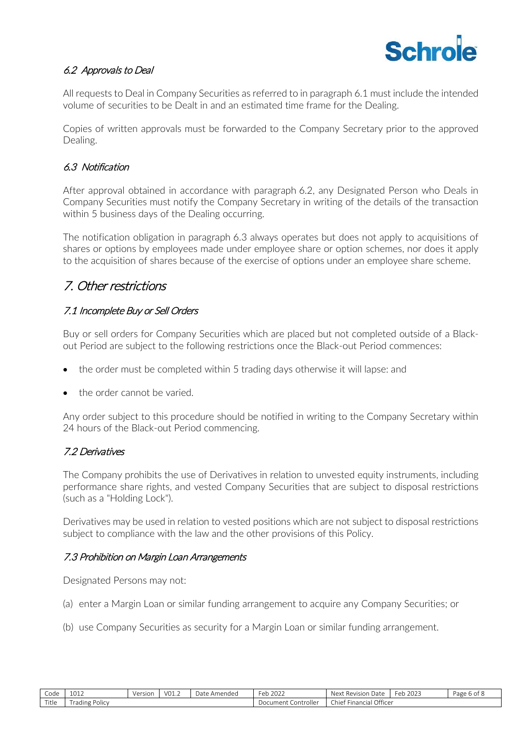### *6.2 Approvals to Deal*

All requests to Deal in Company Securities as referred to in paragraph 6.1 must include the intended volume of securities to be Dealt in and an estimated time frame for the Dealing.

Copies of written approvals must be forwarded to the Company Secretary prior to the approved Dealing.

### *6.3 Notification*

After approval obtained in accordance with paragraph 6.2, any Designated Person who Deals in Company Securities must notify the Company Secretary in writing of the details of the transaction within 5 business days of the Dealing occurring.

The notification obligation in paragraph 6.3 always operates but does not apply to acquisitions of shares or options by employees made under employee share or option schemes, nor does it apply to the acquisition of shares because of the exercise of options under an employee share scheme.

## *7. Other restrictions*

### *7.1 Incomplete Buy or Sell Orders*

Buy or sell orders for Company Securities which are placed but not completed outside of a Black-out Period are subject to the following restrictions once the Black-out Period commences:

- the order must be completed within 5 trading days otherwise it will lapse: and
- the order cannot be varied.

Any order subject to this procedure should be notified in writing to the Company Secretary within 24 hours of the Black-out Period commencing.

### *7.2 Derivatives*

The Company prohibits the use of Derivatives in relation to unvested equity instruments, including performance share rights, and vested Company Securities that are subject to disposal restrictions (such as a "Holding Lock").

Derivatives may be used in relation to vested positions which are not subject to disposal restrictions subject to compliance with the law and the other provisions of this Policy.

### *7.3 Prohibition on Margin Loan Arrangements*

Designated Persons may not:

(a) enter a Margin Loan or similar funding arrangement to acquire any Company Securities; or

(b) use Company Securities as security for a Margin Loan or similar funding arrangement.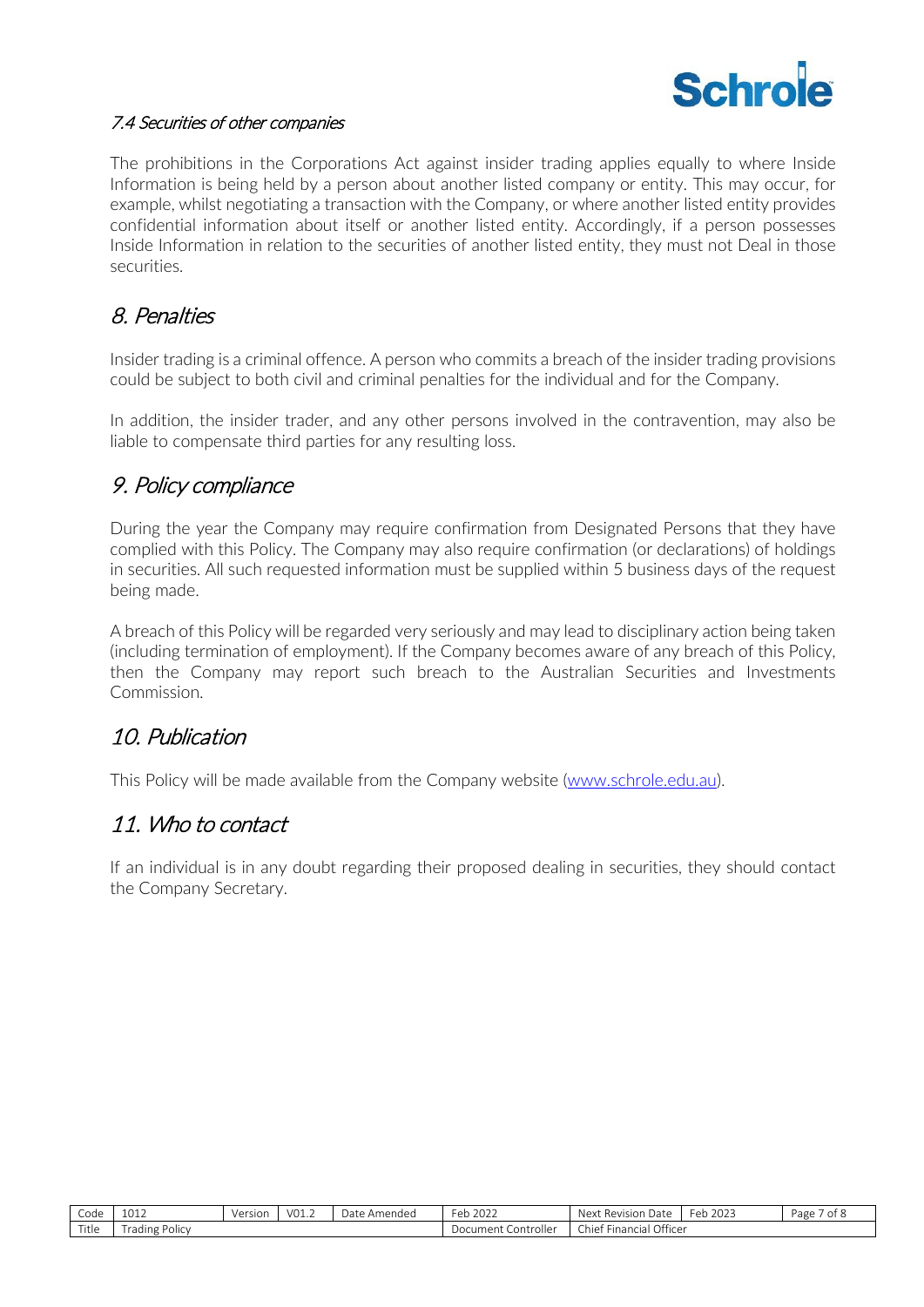### *7.4 Securities of other companies*

The prohibitions in the Corporations Act against insider trading applies equally to where Inside Information is being held by a person about another listed company or entity. This may occur, for example, whilst negotiating a transaction with the Company, or where another listed entity provides confidential information about itself or another listed entity. Accordingly, if a person possesses Inside Information in relation to the securities of another listed entity, they must not Deal in those securities.

## *8. Penalties*

Insider trading is a criminal offence. A person who commits a breach of the insider trading provisions could be subject to both civil and criminal penalties for the individual and for the Company.

In addition, the insider trader, and any other persons involved in the contravention, may also be liable to compensate third parties for any resulting loss.

## *9. Policy compliance*

During the year the Company may require confirmation from Designated Persons that they have complied with this Policy. The Company may also require confirmation (or declarations) of holdings in securities. All such requested information must be supplied within 5 business days of the request being made.

A breach of this Policy will be regarded very seriously and may lead to disciplinary action being taken (including termination of employment). If the Company becomes aware of any breach of this Policy, then the Company may report such breach to the Australian Securities and Investments Commission.

## *10. Publication*

This Policy will be made available from the Company website ([www.schrole.edu.au](www.schrole.edu.au)).

## *11. Who to contact*

If an individual is in any doubt regarding their proposed dealing in securities, they should contact the Company Secretary.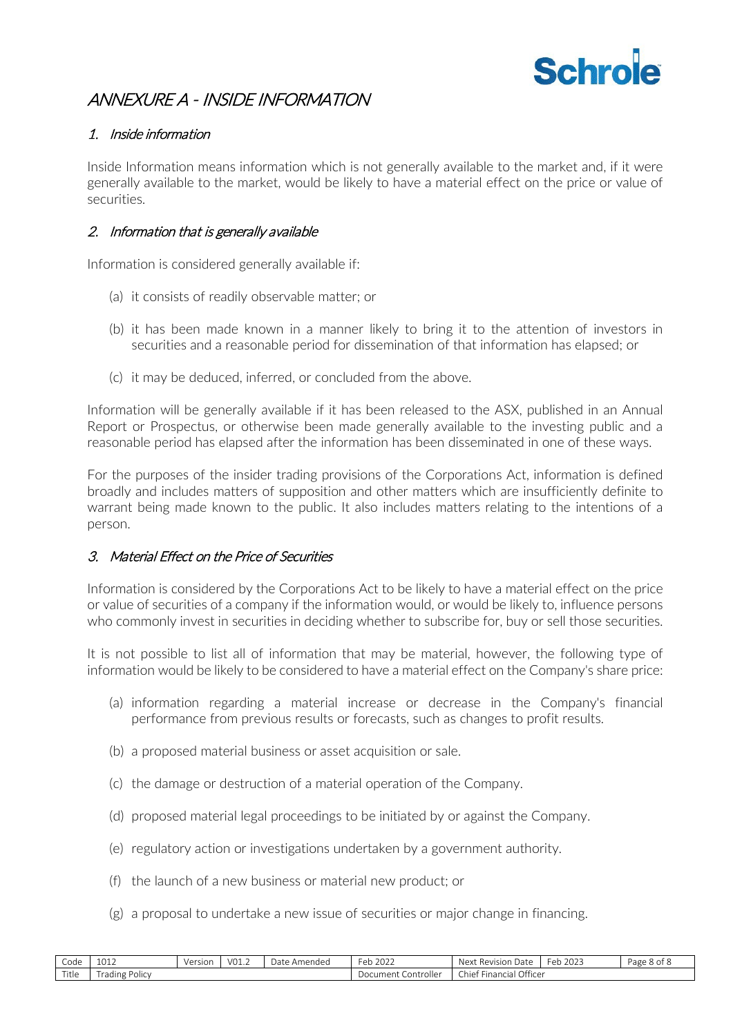# *ANNEXURE A - INSIDE INFORMATION*

## *1. Inside information*

Inside Information means information which is not generally available to the market and, if it were generally available to the market, would be likely to have a material effect on the price or value of securities.

## *2. Information that is generally available*

Information is considered generally available if:

(a) it consists of readily observable matter; or

(b) it has been made known in a manner likely to bring it to the attention of investors in securities and a reasonable period for dissemination of that information has elapsed; or

(c) it may be deduced, inferred, or concluded from the above.

Information will be generally available if it has been released to the ASX, published in an Annual Report or Prospectus, or otherwise been made generally available to the investing public and a reasonable period has elapsed after the information has been disseminated in one of these ways.

For the purposes of the insider trading provisions of the Corporations Act, information is defined broadly and includes matters of supposition and other matters which are insufficiently definite to warrant being made known to the public. It also includes matters relating to the intentions of a person.

## *3. Material Effect on the Price of Securities*

Information is considered by the Corporations Act to be likely to have a material effect on the price or value of securities of a company if the information would, or would be likely to, influence persons who commonly invest in securities in deciding whether to subscribe for, buy or sell those securities.

It is not possible to list all of information that may be material, however, the following type of information would be likely to be considered to have a material effect on the Company's share price:

(a) information regarding a material increase or decrease in the Company's financial performance from previous results or forecasts, such as changes to profit results.

(b) a proposed material business or asset acquisition or sale.

(c) the damage or destruction of a material operation of the Company.

(d) proposed material legal proceedings to be initiated by or against the Company.

(e) regulatory action or investigations undertaken by a government authority.

(f) the launch of a new business or material new product; or

(g) a proposal to undertake a new issue of securities or major change in financing.